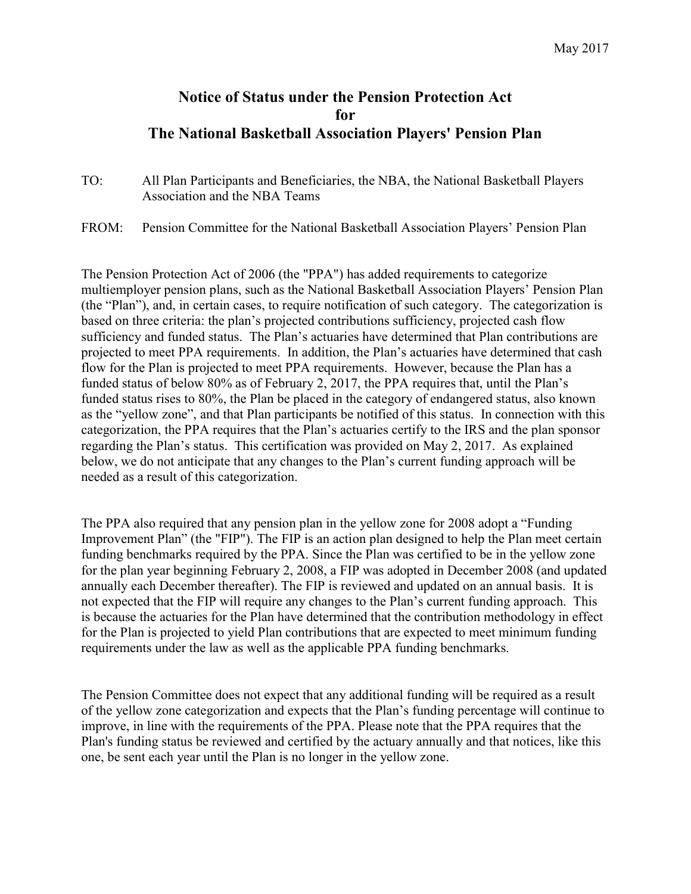May 2017

# Notice of Status under the Pension Protection Act for The National Basketball Association Players' Pension Plan

TO: All Plan Participants and Beneficiaries, the NBA, the National Basketball Players Association and the NBA Teams

FROM: Pension Committee for the National Basketball Association Players' Pension Plan

The Pension Protection Act of 2006 (the "PPA") has added requirements to categorize multiemployer pension plans, such as the National Basketball Association Players' Pension Plan (the "Plan"), and, in certain cases, to require notification of such category. The categorization is based on three criteria: the plan's projected contributions sufficiency, projected cash flow sufficiency and funded status. The Plan's actuaries have determined that Plan contributions are projected to meet PPA requirements. In addition, the Plan's actuaries have determined that cash flow for the Plan is projected to meet PPA requirements. However, because the Plan has a funded status of below 80% as of February 2, 2017, the PPA requires that, until the Plan's funded status rises to 80%, the Plan be placed in the category of endangered status, also known as the "yellow zone", and that Plan participants be notified of this status. In connection with this categorization, the PPA requires that the Plan's actuaries certify to the IRS and the plan sponsor regarding the Plan's status. This certification was provided on May 2, 2017. As explained below, we do not anticipate that any changes to the Plan's current funding approach will be needed as a result of this categorization.

The PPA also required that any pension plan in the yellow zone for 2008 adopt a "Funding Improvement Plan" (the "FIP"). The FIP is an action plan designed to help the Plan meet certain funding benchmarks required by the PPA. Since the Plan was certified to be in the yellow zone for the plan year beginning February 2, 2008, a FIP was adopted in December 2008 (and updated annually each December thereafter). The FIP is reviewed and updated on an annual basis. It is not expected that the FIP will require any changes to the Plan's current funding approach. This is because the actuaries for the Plan have determined that the contribution methodology in effect for the Plan is projected to yield Plan contributions that are expected to meet minimum funding requirements under the law as well as the applicable PPA funding benchmarks.

The Pension Committee does not expect that any additional funding will be required as a result of the yellow zone categorization and expects that the Plan's funding percentage will continue to improve, in line with the requirements of the PPA. Please note that the PPA requires that the Plan's funding status be reviewed and certified by the actuary annually and that notices, like this one, be sent each year until the Plan is no longer in the yellow zone.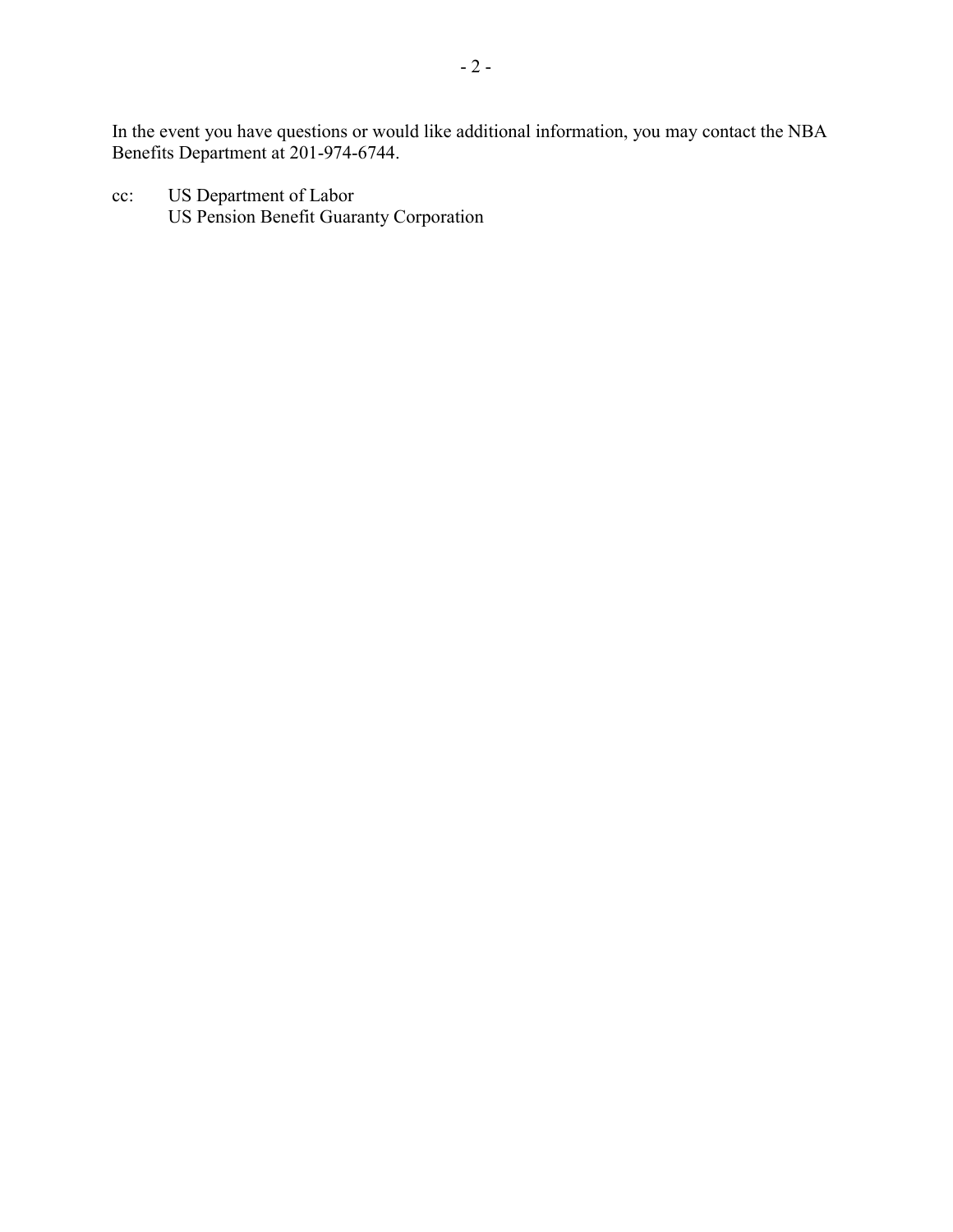In the event you have questions or would like additional information, you may contact the NBA Benefits Department at 201-974-6744.

cc: US Department of Labor
US Pension Benefit Guaranty Corporation